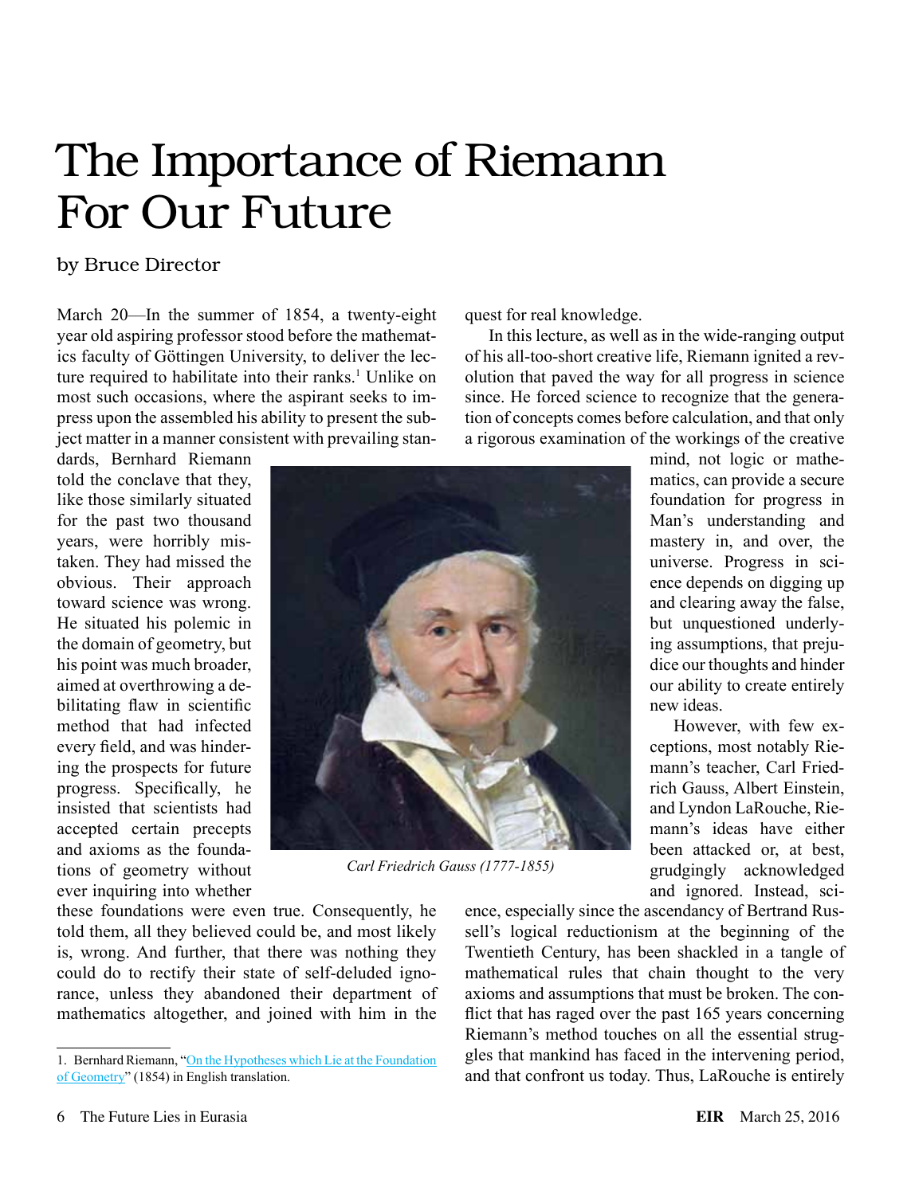# The Importance of Riemann For Our Future

by Bruce Director

March 20—In the summer of 1854, a twenty-eight year old aspiring professor stood before the mathematics faculty of Göttingen University, to deliver the lecture required to habilitate into their ranks.[1] Unlike on most such occasions, where the aspirant seeks to impress upon the assembled his ability to present the subject matter in a manner consistent with prevailing standards, Bernhard Riemann told the conclave that they, like those similarly situated for the past two thousand years, were horribly mistaken. They had missed the obvious. Their approach toward science was wrong. He situated his polemic in the domain of geometry, but his point was much broader, aimed at overthrowing a debilitating flaw in scientific method that had infected every field, and was hindering the prospects for future progress. Specifically, he insisted that scientists had accepted certain precepts and axioms as the foundations of geometry without ever inquiring into whether these foundations were even true. Consequently, he told them, all they believed could be, and most likely is, wrong. And further, that there was nothing they could do to rectify their state of self-deluded ignorance, unless they abandoned their department of mathematics altogether, and joined with him in the quest for real knowledge.

In this lecture, as well as in the wide-ranging output of his all-too-short creative life, Riemann ignited a revolution that paved the way for all progress in science since. He forced science to recognize that the generation of concepts comes before calculation, and that only a rigorous examination of the workings of the creative mind, not logic or mathematics, can provide a secure foundation for progress in Man's understanding and mastery in, and over, the universe. Progress in science depends on digging up and clearing away the false, but unquestioned underlying assumptions, that prejudice our thoughts and hinder our ability to create entirely new ideas.

*Carl Friedrich Gauss (1777-1855)*

However, with few exceptions, most notably Riemann's teacher, Carl Friedrich Gauss, Albert Einstein, and Lyndon LaRouche, Riemann's ideas have either been attacked or, at best, grudgingly acknowledged and ignored. Instead, science, especially since the ascendancy of Bertrand Russell's logical reductionism at the beginning of the Twentieth Century, has been shackled in a tangle of mathematical rules that chain thought to the very axioms and assumptions that must be broken. The conflict that has raged over the past 165 years concerning Riemann's method touches on all the essential struggles that mankind has faced in the intervening period, and that confront us today. Thus, LaRouche is entirely

---

1. Bernhard Riemann, "On the Hypotheses which Lie at the Foundation of Geometry" (1854) in English translation.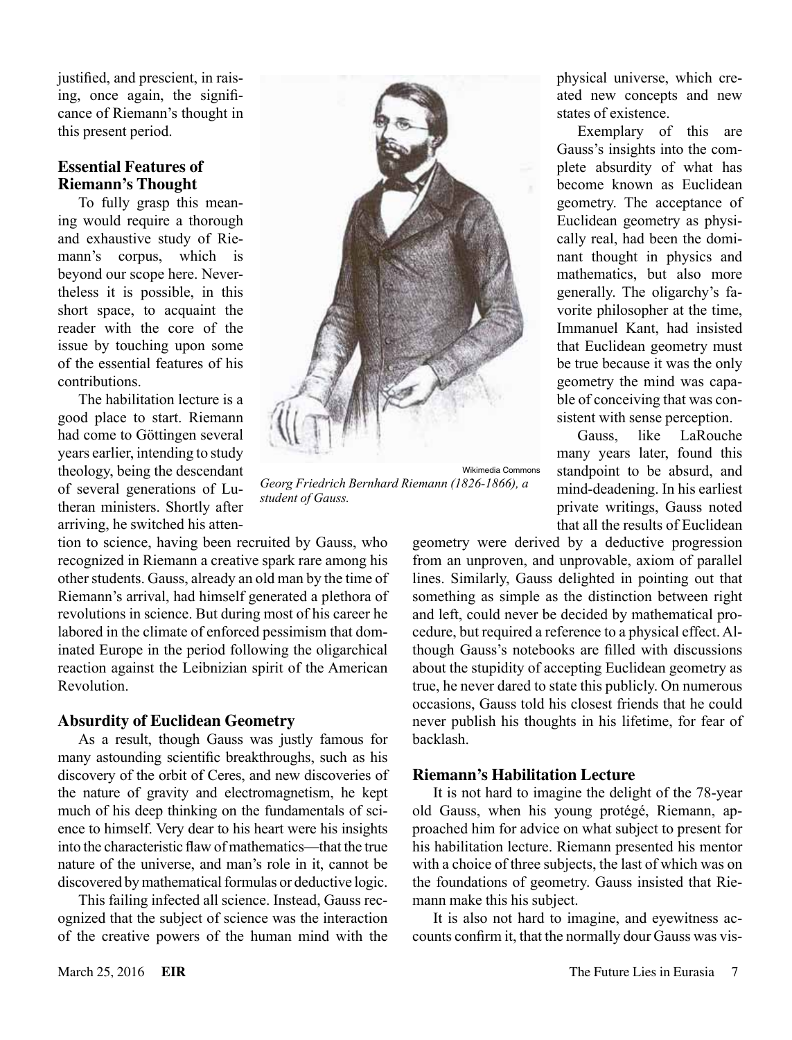justified, and prescient, in raising, once again, the significance of Riemann's thought in this present period.

## Essential Features of Riemann's Thought

To fully grasp this meaning would require a thorough and exhaustive study of Riemann's corpus, which is beyond our scope here. Nevertheless it is possible, in this short space, to acquaint the reader with the core of the issue by touching upon some of the essential features of his contributions.

The habilitation lecture is a good place to start. Riemann had come to Göttingen several years earlier, intending to study theology, being the descendant of several generations of Lutheran ministers. Shortly after arriving, he switched his attention to science, having been recruited by Gauss, who recognized in Riemann a creative spark rare among his other students. Gauss, already an old man by the time of Riemann's arrival, had himself generated a plethora of revolutions in science. But during most of his career he labored in the climate of enforced pessimism that dominated Europe in the period following the oligarchical reaction against the Leibnizian spirit of the American Revolution.

Wikimedia Commons

*Georg Friedrich Bernhard Riemann (1826-1866), a student of Gauss.*

## Absurdity of Euclidean Geometry

As a result, though Gauss was justly famous for many astounding scientific breakthroughs, such as his discovery of the orbit of Ceres, and new discoveries of the nature of gravity and electromagnetism, he kept much of his deep thinking on the fundamentals of science to himself. Very dear to his heart were his insights into the characteristic flaw of mathematics—that the true nature of the universe, and man's role in it, cannot be discovered by mathematical formulas or deductive logic.

This failing infected all science. Instead, Gauss recognized that the subject of science was the interaction of the creative powers of the human mind with the physical universe, which created new concepts and new states of existence.

Exemplary of this are Gauss's insights into the complete absurdity of what has become known as Euclidean geometry. The acceptance of Euclidean geometry as physically real, had been the dominant thought in physics and mathematics, but also more generally. The oligarchy's favorite philosopher at the time, Immanuel Kant, had insisted that Euclidean geometry must be true because it was the only geometry the mind was capable of conceiving that was consistent with sense perception.

Gauss, like LaRouche many years later, found this standpoint to be absurd, and mind-deadening. In his earliest private writings, Gauss noted that all the results of Euclidean geometry were derived by a deductive progression from an unproven, and unprovable, axiom of parallel lines. Similarly, Gauss delighted in pointing out that something as simple as the distinction between right and left, could never be decided by mathematical procedure, but required a reference to a physical effect. Although Gauss's notebooks are filled with discussions about the stupidity of accepting Euclidean geometry as true, he never dared to state this publicly. On numerous occasions, Gauss told his closest friends that he could never publish his thoughts in his lifetime, for fear of backlash.

## Riemann's Habilitation Lecture

It is not hard to imagine the delight of the 78-year old Gauss, when his young protégé, Riemann, approached him for advice on what subject to present for his habilitation lecture. Riemann presented his mentor with a choice of three subjects, the last of which was on the foundations of geometry. Gauss insisted that Riemann make this his subject.

It is also not hard to imagine, and eyewitness accounts confirm it, that the normally dour Gauss was vis-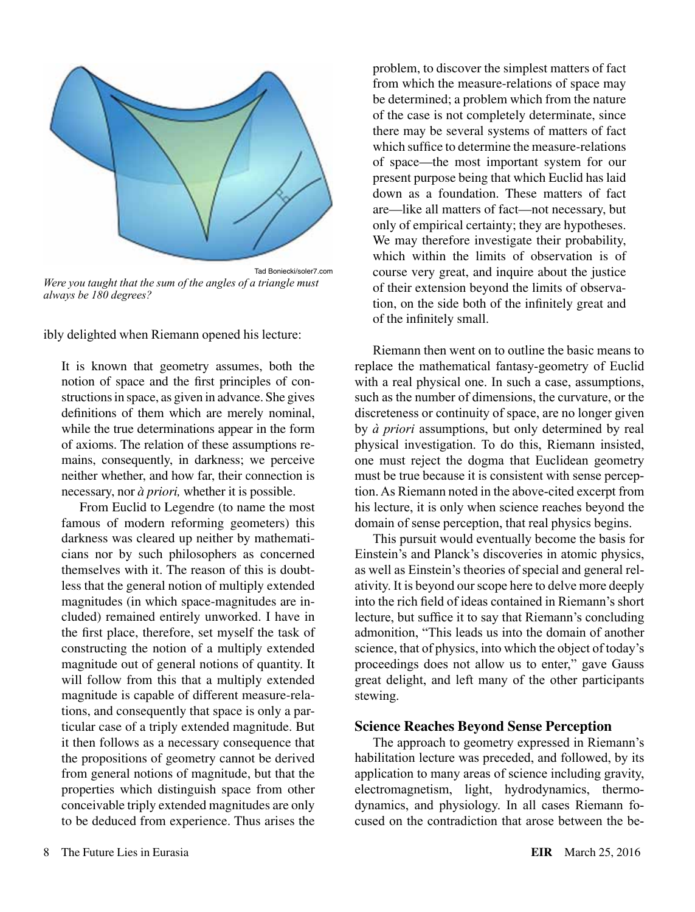Tad Boniecki/soler7.com

*Were you taught that the sum of the angles of a triangle must always be 180 degrees?*

ibly delighted when Riemann opened his lecture:

> It is known that geometry assumes, both the notion of space and the first principles of constructions in space, as given in advance. She gives definitions of them which are merely nominal, while the true determinations appear in the form of axioms. The relation of these assumptions remains, consequently, in darkness; we perceive neither whether, and how far, their connection is necessary, nor *à priori,* whether it is possible.
>
> From Euclid to Legendre (to name the most famous of modern reforming geometers) this darkness was cleared up neither by mathematicians nor by such philosophers as concerned themselves with it. The reason of this is doubtless that the general notion of multiply extended magnitudes (in which space-magnitudes are included) remained entirely unworked. I have in the first place, therefore, set myself the task of constructing the notion of a multiply extended magnitude out of general notions of quantity. It will follow from this that a multiply extended magnitude is capable of different measure-relations, and consequently that space is only a particular case of a triply extended magnitude. But it then follows as a necessary consequence that the propositions of geometry cannot be derived from general notions of magnitude, but that the properties which distinguish space from other conceivable triply extended magnitudes are only to be deduced from experience. Thus arises the problem, to discover the simplest matters of fact from which the measure-relations of space may be determined; a problem which from the nature of the case is not completely determinate, since there may be several systems of matters of fact which suffice to determine the measure-relations of space—the most important system for our present purpose being that which Euclid has laid down as a foundation. These matters of fact are—like all matters of fact—not necessary, but only of empirical certainty; they are hypotheses. We may therefore investigate their probability, which within the limits of observation is of course very great, and inquire about the justice of their extension beyond the limits of observation, on the side both of the infinitely great and of the infinitely small.

Riemann then went on to outline the basic means to replace the mathematical fantasy-geometry of Euclid with a real physical one. In such a case, assumptions, such as the number of dimensions, the curvature, or the discreteness or continuity of space, are no longer given by *à priori* assumptions, but only determined by real physical investigation. To do this, Riemann insisted, one must reject the dogma that Euclidean geometry must be true because it is consistent with sense perception. As Riemann noted in the above-cited excerpt from his lecture, it is only when science reaches beyond the domain of sense perception, that real physics begins.

This pursuit would eventually become the basis for Einstein's and Planck's discoveries in atomic physics, as well as Einstein's theories of special and general relativity. It is beyond our scope here to delve more deeply into the rich field of ideas contained in Riemann's short lecture, but suffice it to say that Riemann's concluding admonition, "This leads us into the domain of another science, that of physics, into which the object of today's proceedings does not allow us to enter," gave Gauss great delight, and left many of the other participants stewing.

### Science Reaches Beyond Sense Perception

The approach to geometry expressed in Riemann's habilitation lecture was preceded, and followed, by its application to many areas of science including gravity, electromagnetism, light, hydrodynamics, thermodynamics, and physiology. In all cases Riemann focused on the contradiction that arose between the be-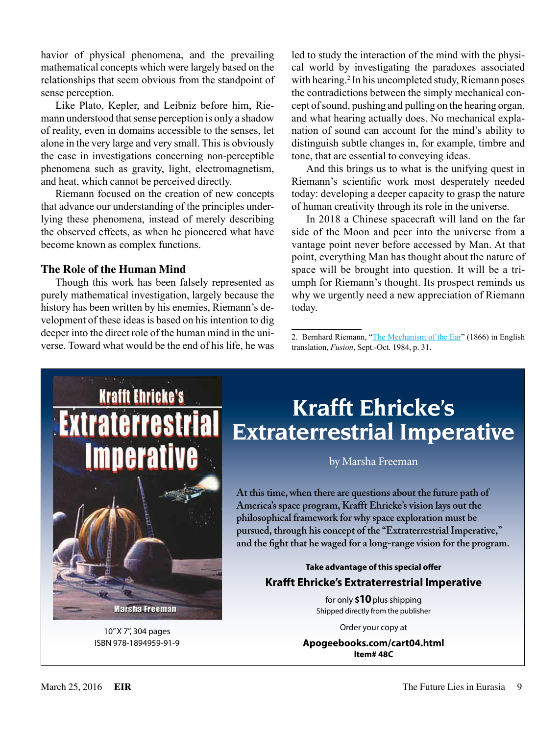havior of physical phenomena, and the prevailing mathematical concepts which were largely based on the relationships that seem obvious from the standpoint of sense perception.

Like Plato, Kepler, and Leibniz before him, Riemann understood that sense perception is only a shadow of reality, even in domains accessible to the senses, let alone in the very large and very small. This is obviously the case in investigations concerning non-perceptible phenomena such as gravity, light, electromagnetism, and heat, which cannot be perceived directly.

Riemann focused on the creation of new concepts that advance our understanding of the principles underlying these phenomena, instead of merely describing the observed effects, as when he pioneered what have become known as complex functions.

### The Role of the Human Mind

Though this work has been falsely represented as purely mathematical investigation, largely because the history has been written by his enemies, Riemann's development of these ideas is based on his intention to dig deeper into the direct role of the human mind in the universe. Toward what would be the end of his life, he was led to study the interaction of the mind with the physical world by investigating the paradoxes associated with hearing.[2] In his uncompleted study, Riemann poses the contradictions between the simply mechanical concept of sound, pushing and pulling on the hearing organ, and what hearing actually does. No mechanical explanation of sound can account for the mind's ability to distinguish subtle changes in, for example, timbre and tone, that are essential to conveying ideas.

And this brings us to what is the unifying quest in Riemann's scientific work most desperately needed today: developing a deeper capacity to grasp the nature of human creativity through its role in the universe.

In 2018 a Chinese spacecraft will land on the far side of the Moon and peer into the universe from a vantage point never before accessed by Man. At that point, everything Man has thought about the nature of space will be brought into question. It will be a triumph for Riemann's thought. Its prospect reminds us why we urgently need a new appreciation of Riemann today.

---

2. Bernhard Riemann, "The Mechanism of the Ear" (1866) in English translation, *Fusion*, Sept.-Oct. 1984, p. 31.

---

## Krafft Ehricke's Extraterrestrial Imperative

by Marsha Freeman

**At this time, when there are questions about the future path of America's space program, Krafft Ehricke's vision lays out the philosophical framework for why space exploration must be pursued, through his concept of the "Extraterrestrial Imperative," and the fight that he waged for a long-range vision for the program.**

10" X 7", 304 pages
ISBN 978-1894959-91-9

**Take advantage of this special offer**

**Krafft Ehricke's Extraterrestrial Imperative**

for only **$10** plus shipping
Shipped directly from the publisher

Order your copy at

**Apogeebooks.com/cart04.html**
**Item# 48C**